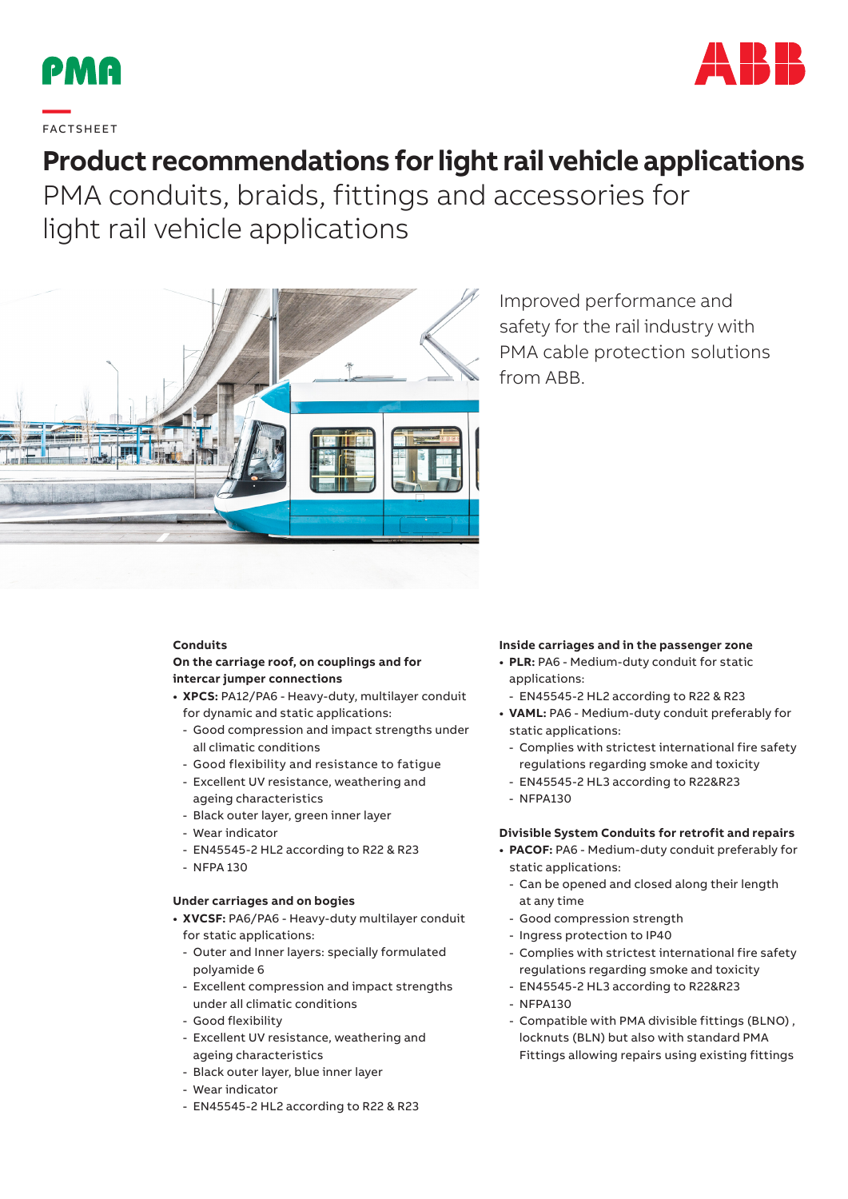FACTSHEET

# Product recommendations for light rail vehicle applications

PMA conduits, braids, fittings and accessories for light rail vehicle applications

Improved performance and safety for the rail industry with PMA cable protection solutions from ABB.

### Conduits

**On the carriage roof, on couplings and for intercar jumper connections**

- **XPCS:** PA12/PA6 - Heavy-duty, multilayer conduit for dynamic and static applications:
  - Good compression and impact strengths under all climatic conditions
  - Good flexibility and resistance to fatigue
  - Excellent UV resistance, weathering and ageing characteristics
  - Black outer layer, green inner layer
  - Wear indicator
  - EN45545-2 HL2 according to R22 & R23
  - NFPA 130

**Under carriages and on bogies**

- **XVCSF:** PA6/PA6 - Heavy-duty multilayer conduit for static applications:
  - Outer and Inner layers: specially formulated polyamide 6
  - Excellent compression and impact strengths under all climatic conditions
  - Good flexibility
  - Excellent UV resistance, weathering and ageing characteristics
  - Black outer layer, blue inner layer
  - Wear indicator
  - EN45545-2 HL2 according to R22 & R23

**Inside carriages and in the passenger zone**

- **PLR:** PA6 - Medium-duty conduit for static applications:
  - EN45545-2 HL2 according to R22 & R23
- **VAML:** PA6 - Medium-duty conduit preferably for static applications:
  - Complies with strictest international fire safety regulations regarding smoke and toxicity
  - EN45545-2 HL3 according to R22&R23
  - NFPA130

**Divisible System Conduits for retrofit and repairs**

- **PACOF:** PA6 - Medium-duty conduit preferably for static applications:
  - Can be opened and closed along their length at any time
  - Good compression strength
  - Ingress protection to IP40
  - Complies with strictest international fire safety regulations regarding smoke and toxicity
  - EN45545-2 HL3 according to R22&R23
  - NFPA130
  - Compatible with PMA divisible fittings (BLNO) , locknuts (BLN) but also with standard PMA Fittings allowing repairs using existing fittings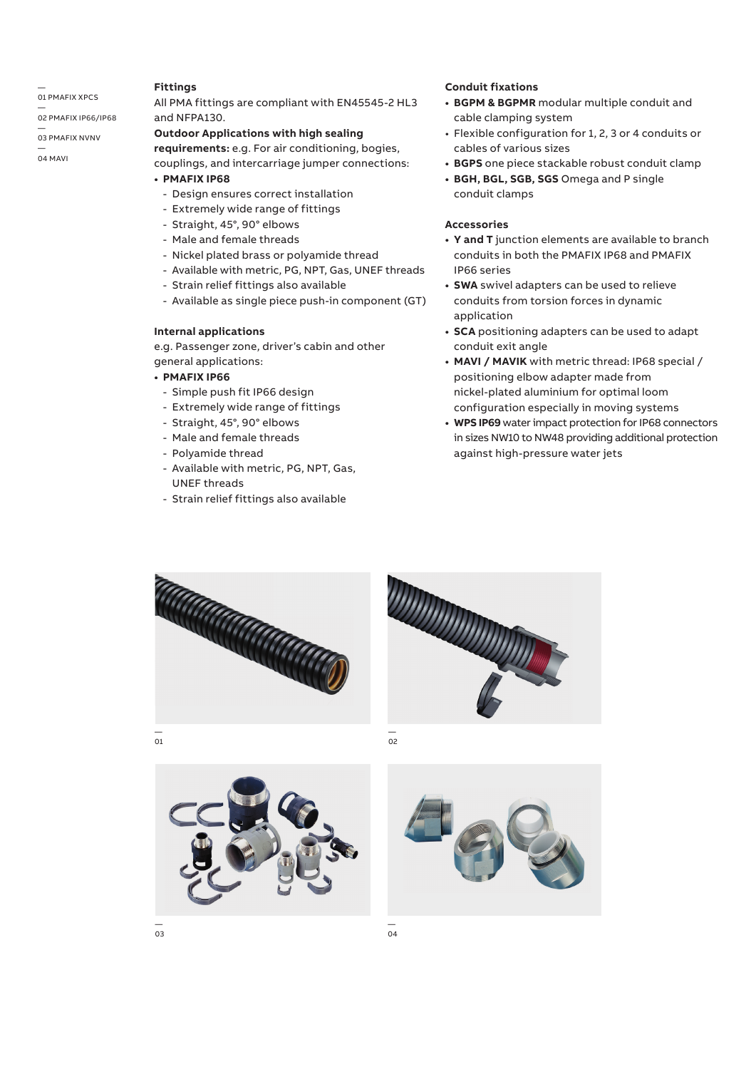— 01 PMAFIX XPCS
— 02 PMAFIX IP66/IP68
— 03 PMAFIX NVNV
— 04 MAVI

**Fittings**

All PMA fittings are compliant with EN45545-2 HL3 and NFPA130.

**Outdoor Applications with high sealing requirements:** e.g. For air conditioning, bogies, couplings, and intercarriage jumper connections:

- **PMAFIX IP68**
  - Design ensures correct installation
  - Extremely wide range of fittings
  - Straight, 45°, 90° elbows
  - Male and female threads
  - Nickel plated brass or polyamide thread
  - Available with metric, PG, NPT, Gas, UNEF threads
  - Strain relief fittings also available
  - Available as single piece push-in component (GT)

**Internal applications**

e.g. Passenger zone, driver's cabin and other general applications:

- **PMAFIX IP66**
  - Simple push fit IP66 design
  - Extremely wide range of fittings
  - Straight, 45°, 90° elbows
  - Male and female threads
  - Polyamide thread
  - Available with metric, PG, NPT, Gas, UNEF threads
  - Strain relief fittings also available

**Conduit fixations**

- **BGPM & BGPMR** modular multiple conduit and cable clamping system
- Flexible configuration for 1, 2, 3 or 4 conduits or cables of various sizes
- **BGPS** one piece stackable robust conduit clamp
- **BGH, BGL, SGB, SGS** Omega and P single conduit clamps

**Accessories**

- **Y and T** junction elements are available to branch conduits in both the PMAFIX IP68 and PMAFIX IP66 series
- **SWA** swivel adapters can be used to relieve conduits from torsion forces in dynamic application
- **SCA** positioning adapters can be used to adapt conduit exit angle
- **MAVI / MAVIK** with metric thread: IP68 special / positioning elbow adapter made from nickel-plated aluminium for optimal loom configuration especially in moving systems
- **WPS IP69** water impact protection for IP68 connectors in sizes NW10 to NW48 providing additional protection against high-pressure water jets

— 01

— 02

— 03

— 04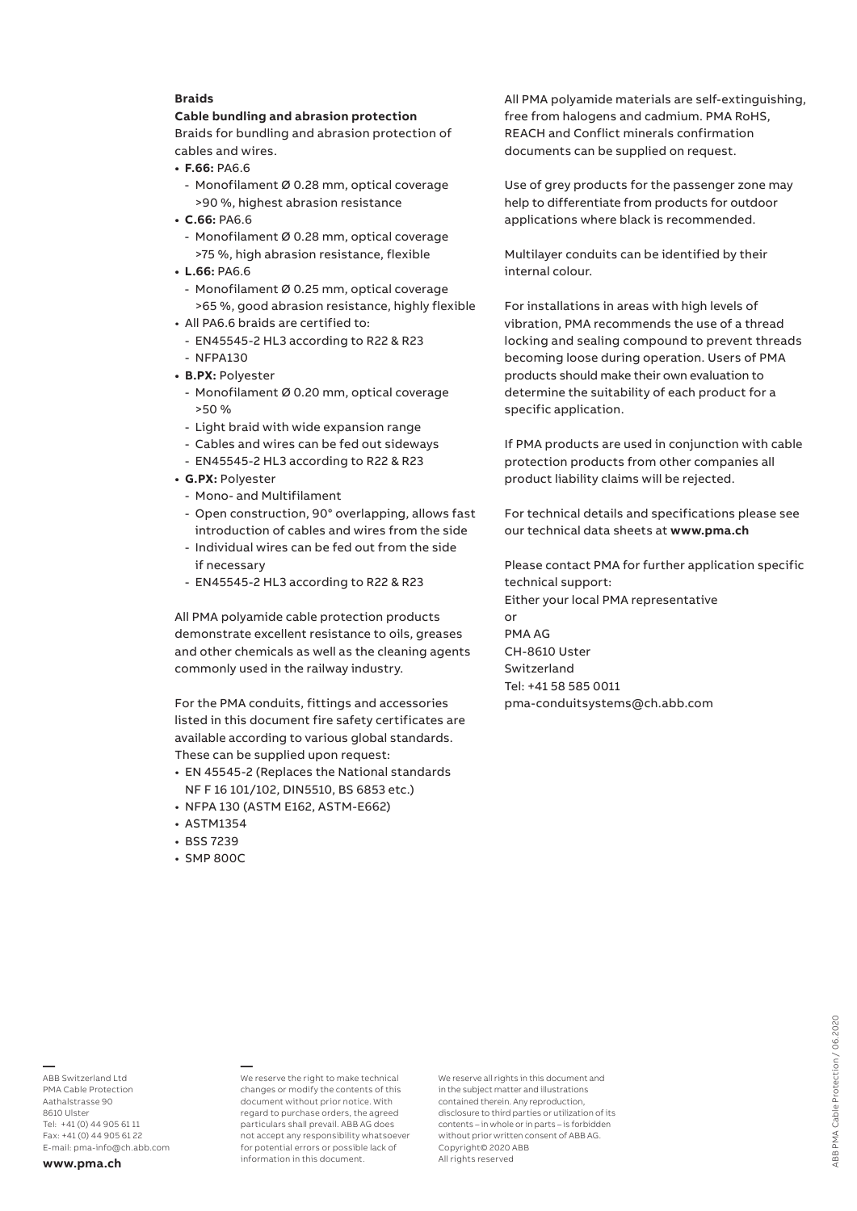**Braids**

**Cable bundling and abrasion protection**

Braids for bundling and abrasion protection of cables and wires.

- **F.66:** PA6.6
  - Monofilament Ø 0.28 mm, optical coverage >90 %, highest abrasion resistance
- **C.66:** PA6.6
  - Monofilament Ø 0.28 mm, optical coverage >75 %, high abrasion resistance, flexible
- **L.66:** PA6.6
  - Monofilament Ø 0.25 mm, optical coverage >65 %, good abrasion resistance, highly flexible
- All PA6.6 braids are certified to:
  - EN45545-2 HL3 according to R22 & R23
  - NFPA130
- **B.PX:** Polyester
  - Monofilament Ø 0.20 mm, optical coverage >50 %
  - Light braid with wide expansion range
  - Cables and wires can be fed out sideways
  - EN45545-2 HL3 according to R22 & R23
- **G.PX:** Polyester
  - Mono- and Multifilament
  - Open construction, 90° overlapping, allows fast introduction of cables and wires from the side
  - Individual wires can be fed out from the side if necessary
  - EN45545-2 HL3 according to R22 & R23

All PMA polyamide cable protection products demonstrate excellent resistance to oils, greases and other chemicals as well as the cleaning agents commonly used in the railway industry.

For the PMA conduits, fittings and accessories listed in this document fire safety certificates are available according to various global standards. These can be supplied upon request:

- EN 45545-2 (Replaces the National standards NF F 16 101/102, DIN5510, BS 6853 etc.)
- NFPA 130 (ASTM E162, ASTM-E662)
- ASTM1354
- BSS 7239
- SMP 800C

All PMA polyamide materials are self-extinguishing, free from halogens and cadmium. PMA RoHS, REACH and Conflict minerals confirmation documents can be supplied on request.

Use of grey products for the passenger zone may help to differentiate from products for outdoor applications where black is recommended.

Multilayer conduits can be identified by their internal colour.

For installations in areas with high levels of vibration, PMA recommends the use of a thread locking and sealing compound to prevent threads becoming loose during operation. Users of PMA products should make their own evaluation to determine the suitability of each product for a specific application.

If PMA products are used in conjunction with cable protection products from other companies all product liability claims will be rejected.

For technical details and specifications please see our technical data sheets at **www.pma.ch**

Please contact PMA for further application specific technical support:
Either your local PMA representative
or
PMA AG
CH-8610 Uster
Switzerland
Tel: +41 58 585 0011
pma-conduitsystems@ch.abb.com

ABB Switzerland Ltd
PMA Cable Protection
Aathalstrasse 90
8610 Ulster
Tel: +41 (0) 44 905 61 11
Fax: +41 (0) 44 905 61 22
E-mail: pma-info@ch.abb.com

**www.pma.ch**

We reserve the right to make technical changes or modify the contents of this document without prior notice. With regard to purchase orders, the agreed particulars shall prevail. ABB AG does not accept any responsibility whatsoever for potential errors or possible lack of information in this document.

We reserve all rights in this document and in the subject matter and illustrations contained therein. Any reproduction, disclosure to third parties or utilization of its contents – in whole or in parts – is forbidden without prior written consent of ABB AG.
Copyright© 2020 ABB
All rights reserved

ABB PMA Cable Protection / 06.2020